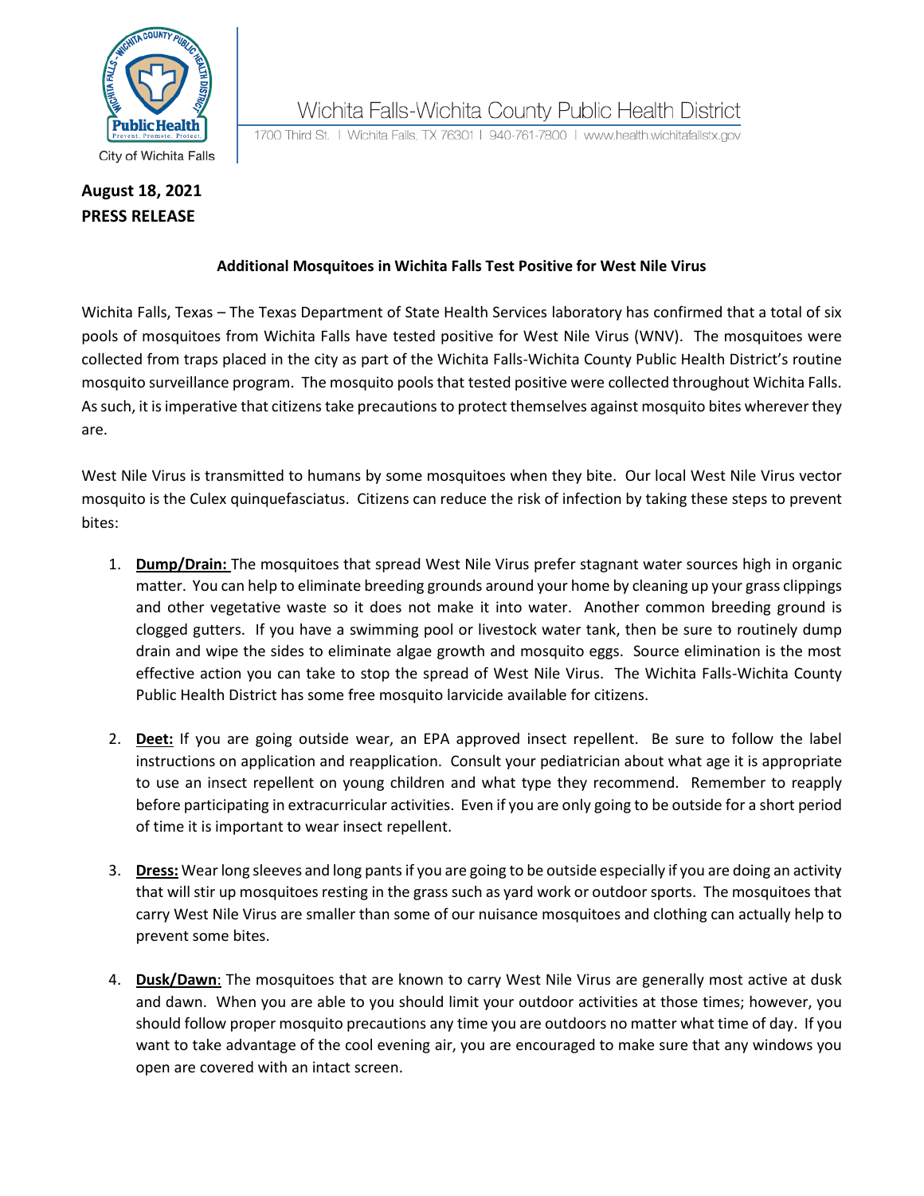Wichita Falls-Wichita County Public Health District

1700 Third St. | Wichita Falls, TX 76301 | 940-761-7800 | www.health.wichitafallstx.gov

City of Wichita Falls

**August 18, 2021**
**PRESS RELEASE**

**Additional Mosquitoes in Wichita Falls Test Positive for West Nile Virus**

Wichita Falls, Texas – The Texas Department of State Health Services laboratory has confirmed that a total of six pools of mosquitoes from Wichita Falls have tested positive for West Nile Virus (WNV). The mosquitoes were collected from traps placed in the city as part of the Wichita Falls-Wichita County Public Health District's routine mosquito surveillance program. The mosquito pools that tested positive were collected throughout Wichita Falls. As such, it is imperative that citizens take precautions to protect themselves against mosquito bites wherever they are.

West Nile Virus is transmitted to humans by some mosquitoes when they bite. Our local West Nile Virus vector mosquito is the Culex quinquefasciatus. Citizens can reduce the risk of infection by taking these steps to prevent bites:

1. **Dump/Drain:** The mosquitoes that spread West Nile Virus prefer stagnant water sources high in organic matter. You can help to eliminate breeding grounds around your home by cleaning up your grass clippings and other vegetative waste so it does not make it into water. Another common breeding ground is clogged gutters. If you have a swimming pool or livestock water tank, then be sure to routinely dump drain and wipe the sides to eliminate algae growth and mosquito eggs. Source elimination is the most effective action you can take to stop the spread of West Nile Virus. The Wichita Falls-Wichita County Public Health District has some free mosquito larvicide available for citizens.

2. **Deet:** If you are going outside wear, an EPA approved insect repellent. Be sure to follow the label instructions on application and reapplication. Consult your pediatrician about what age it is appropriate to use an insect repellent on young children and what type they recommend. Remember to reapply before participating in extracurricular activities. Even if you are only going to be outside for a short period of time it is important to wear insect repellent.

3. **Dress:** Wear long sleeves and long pants if you are going to be outside especially if you are doing an activity that will stir up mosquitoes resting in the grass such as yard work or outdoor sports. The mosquitoes that carry West Nile Virus are smaller than some of our nuisance mosquitoes and clothing can actually help to prevent some bites.

4. **Dusk/Dawn**: The mosquitoes that are known to carry West Nile Virus are generally most active at dusk and dawn. When you are able to you should limit your outdoor activities at those times; however, you should follow proper mosquito precautions any time you are outdoors no matter what time of day. If you want to take advantage of the cool evening air, you are encouraged to make sure that any windows you open are covered with an intact screen.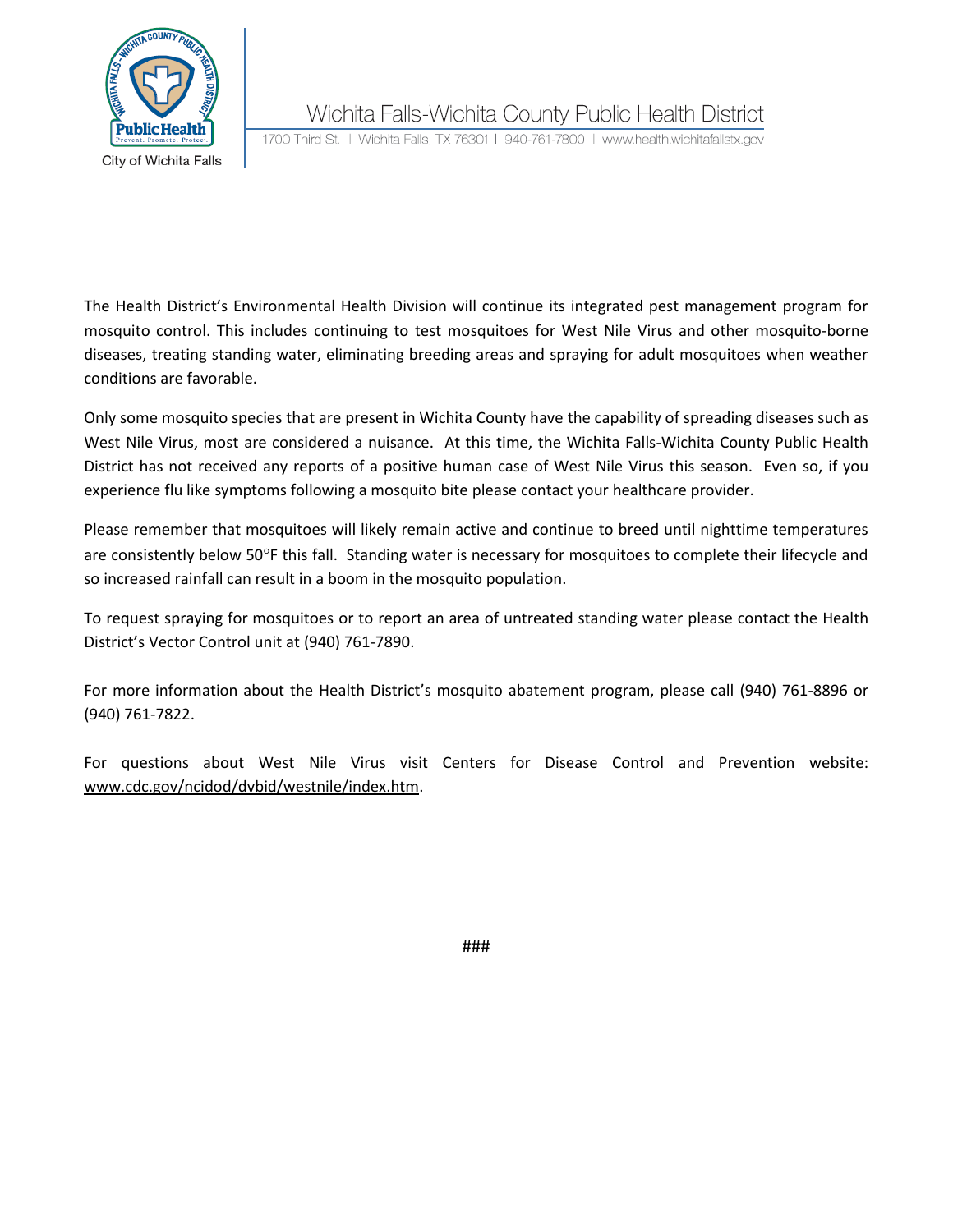The Health District's Environmental Health Division will continue its integrated pest management program for mosquito control. This includes continuing to test mosquitoes for West Nile Virus and other mosquito-borne diseases, treating standing water, eliminating breeding areas and spraying for adult mosquitoes when weather conditions are favorable.

Only some mosquito species that are present in Wichita County have the capability of spreading diseases such as West Nile Virus, most are considered a nuisance. At this time, the Wichita Falls-Wichita County Public Health District has not received any reports of a positive human case of West Nile Virus this season. Even so, if you experience flu like symptoms following a mosquito bite please contact your healthcare provider.

Please remember that mosquitoes will likely remain active and continue to breed until nighttime temperatures are consistently below 50°F this fall. Standing water is necessary for mosquitoes to complete their lifecycle and so increased rainfall can result in a boom in the mosquito population.

To request spraying for mosquitoes or to report an area of untreated standing water please contact the Health District's Vector Control unit at (940) 761-7890.

For more information about the Health District's mosquito abatement program, please call (940) 761-8896 or (940) 761-7822.

For questions about West Nile Virus visit Centers for Disease Control and Prevention website: www.cdc.gov/ncidod/dvbid/westnile/index.htm.

###